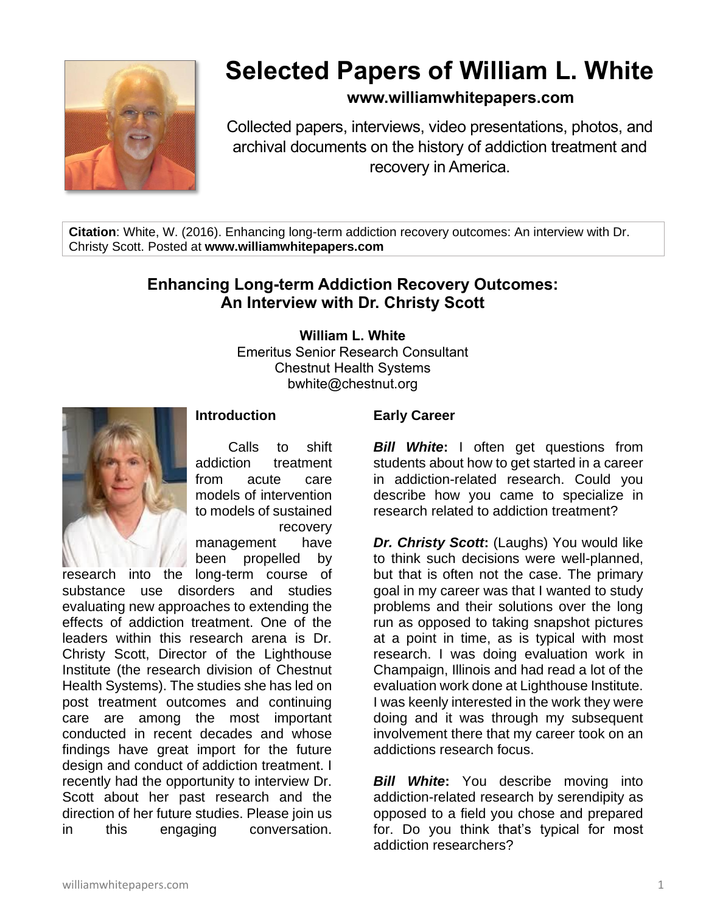# Selected Papers of William L. White

**www.williamwhitepapers.com**

Collected papers, interviews, video presentations, photos, and archival documents on the history of addiction treatment and recovery in America.

**Citation**: White, W. (2016). Enhancing long-term addiction recovery outcomes: An interview with Dr. Christy Scott. Posted at **www.williamwhitepapers.com**

## Enhancing Long-term Addiction Recovery Outcomes: An Interview with Dr. Christy Scott

**William L. White**
Emeritus Senior Research Consultant
Chestnut Health Systems
bwhite@chestnut.org

### Introduction

Calls to shift addiction treatment from acute care models of intervention to models of sustained recovery management have been propelled by research into the long-term course of substance use disorders and studies evaluating new approaches to extending the effects of addiction treatment. One of the leaders within this research arena is Dr. Christy Scott, Director of the Lighthouse Institute (the research division of Chestnut Health Systems). The studies she has led on post treatment outcomes and continuing care are among the most important conducted in recent decades and whose findings have great import for the future design and conduct of addiction treatment. I recently had the opportunity to interview Dr. Scott about her past research and the direction of her future studies. Please join us in this engaging conversation.

### Early Career

***Bill White*:** I often get questions from students about how to get started in a career in addiction-related research. Could you describe how you came to specialize in research related to addiction treatment?

***Dr. Christy Scott*:** (Laughs) You would like to think such decisions were well-planned, but that is often not the case. The primary goal in my career was that I wanted to study problems and their solutions over the long run as opposed to taking snapshot pictures at a point in time, as is typical with most research. I was doing evaluation work in Champaign, Illinois and had read a lot of the evaluation work done at Lighthouse Institute. I was keenly interested in the work they were doing and it was through my subsequent involvement there that my career took on an addictions research focus.

***Bill White*:** You describe moving into addiction-related research by serendipity as opposed to a field you chose and prepared for. Do you think that's typical for most addiction researchers?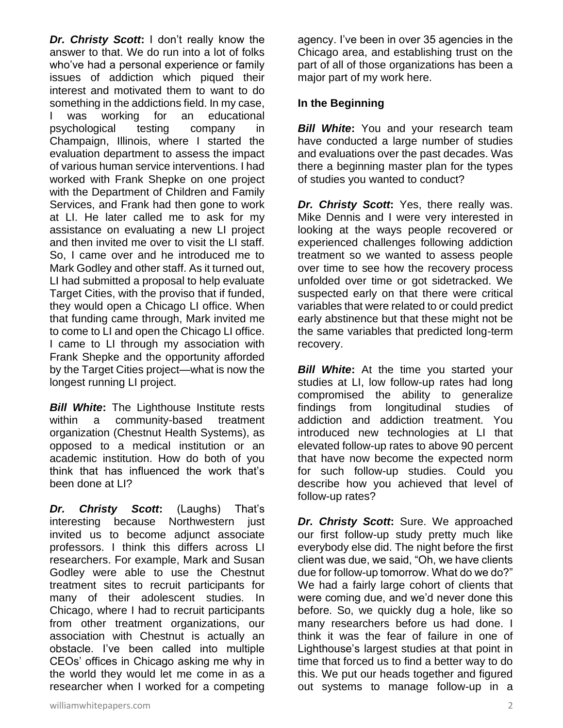***Dr. Christy Scott*:** I don't really know the answer to that. We do run into a lot of folks who've had a personal experience or family issues of addiction which piqued their interest and motivated them to want to do something in the addictions field. In my case, I was working for an educational psychological testing company in Champaign, Illinois, where I started the evaluation department to assess the impact of various human service interventions. I had worked with Frank Shepke on one project with the Department of Children and Family Services, and Frank had then gone to work at LI. He later called me to ask for my assistance on evaluating a new LI project and then invited me over to visit the LI staff. So, I came over and he introduced me to Mark Godley and other staff. As it turned out, LI had submitted a proposal to help evaluate Target Cities, with the proviso that if funded, they would open a Chicago LI office. When that funding came through, Mark invited me to come to LI and open the Chicago LI office. I came to LI through my association with Frank Shepke and the opportunity afforded by the Target Cities project—what is now the longest running LI project.

***Bill White*:** The Lighthouse Institute rests within a community-based treatment organization (Chestnut Health Systems), as opposed to a medical institution or an academic institution. How do both of you think that has influenced the work that's been done at LI?

***Dr. Christy Scott*:** (Laughs) That's interesting because Northwestern just invited us to become adjunct associate professors. I think this differs across LI researchers. For example, Mark and Susan Godley were able to use the Chestnut treatment sites to recruit participants for many of their adolescent studies. In Chicago, where I had to recruit participants from other treatment organizations, our association with Chestnut is actually an obstacle. I've been called into multiple CEOs' offices in Chicago asking me why in the world they would let me come in as a researcher when I worked for a competing agency. I've been in over 35 agencies in the Chicago area, and establishing trust on the part of all of those organizations has been a major part of my work here.

**In the Beginning**

***Bill White*:** You and your research team have conducted a large number of studies and evaluations over the past decades. Was there a beginning master plan for the types of studies you wanted to conduct?

***Dr. Christy Scott*:** Yes, there really was. Mike Dennis and I were very interested in looking at the ways people recovered or experienced challenges following addiction treatment so we wanted to assess people over time to see how the recovery process unfolded over time or got sidetracked. We suspected early on that there were critical variables that were related to or could predict early abstinence but that these might not be the same variables that predicted long-term recovery.

***Bill White*:** At the time you started your studies at LI, low follow-up rates had long compromised the ability to generalize findings from longitudinal studies of addiction and addiction treatment. You introduced new technologies at LI that elevated follow-up rates to above 90 percent that have now become the expected norm for such follow-up studies. Could you describe how you achieved that level of follow-up rates?

***Dr. Christy Scott*:** Sure. We approached our first follow-up study pretty much like everybody else did. The night before the first client was due, we said, "Oh, we have clients due for follow-up tomorrow. What do we do?" We had a fairly large cohort of clients that were coming due, and we'd never done this before. So, we quickly dug a hole, like so many researchers before us had done. I think it was the fear of failure in one of Lighthouse's largest studies at that point in time that forced us to find a better way to do this. We put our heads together and figured out systems to manage follow-up in a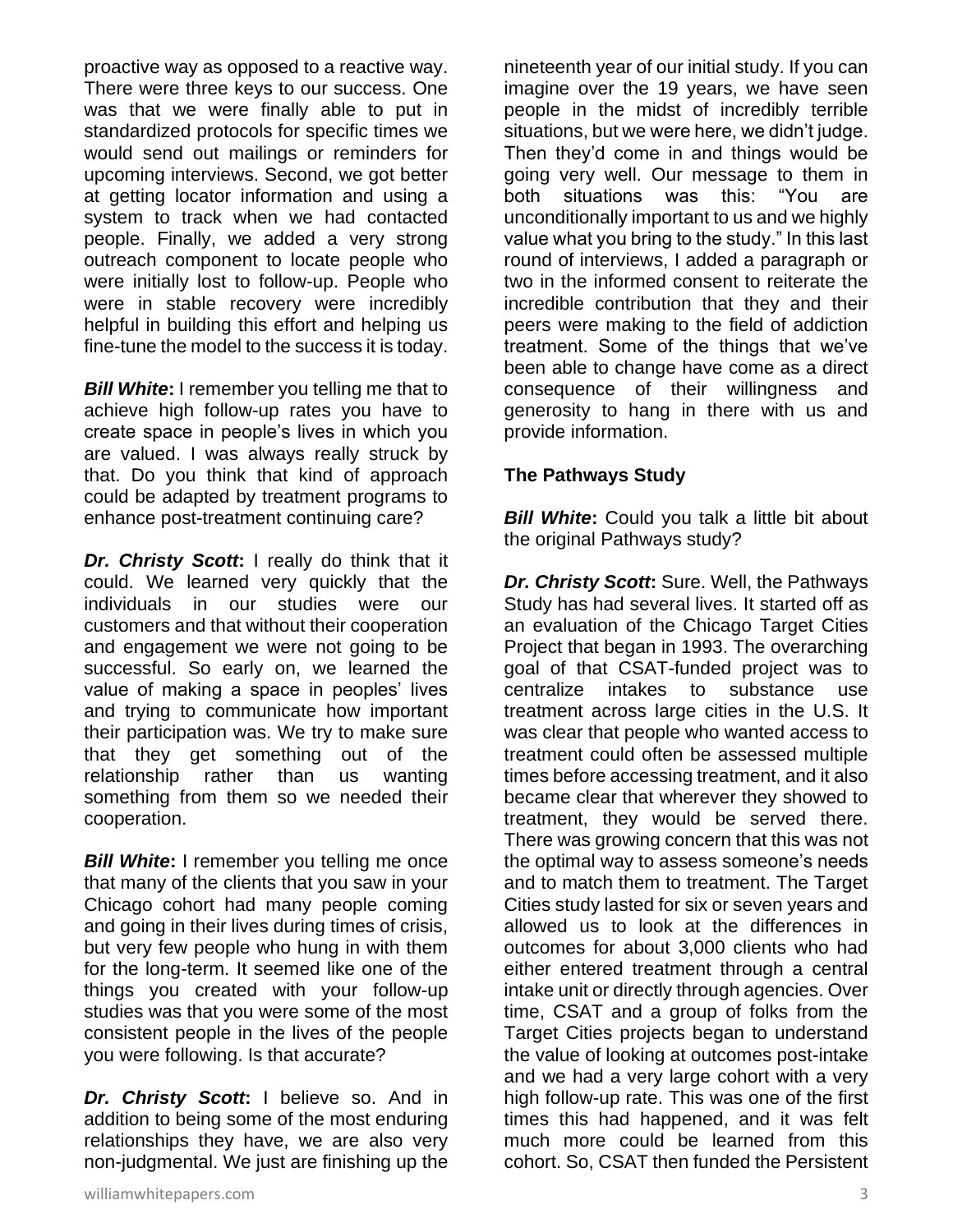proactive way as opposed to a reactive way. There were three keys to our success. One was that we were finally able to put in standardized protocols for specific times we would send out mailings or reminders for upcoming interviews. Second, we got better at getting locator information and using a system to track when we had contacted people. Finally, we added a very strong outreach component to locate people who were initially lost to follow-up. People who were in stable recovery were incredibly helpful in building this effort and helping us fine-tune the model to the success it is today.

***Bill White*:** I remember you telling me that to achieve high follow-up rates you have to create space in people's lives in which you are valued. I was always really struck by that. Do you think that kind of approach could be adapted by treatment programs to enhance post-treatment continuing care?

***Dr. Christy Scott*:** I really do think that it could. We learned very quickly that the individuals in our studies were our customers and that without their cooperation and engagement we were not going to be successful. So early on, we learned the value of making a space in peoples' lives and trying to communicate how important their participation was. We try to make sure that they get something out of the relationship rather than us wanting something from them so we needed their cooperation.

***Bill White*:** I remember you telling me once that many of the clients that you saw in your Chicago cohort had many people coming and going in their lives during times of crisis, but very few people who hung in with them for the long-term. It seemed like one of the things you created with your follow-up studies was that you were some of the most consistent people in the lives of the people you were following. Is that accurate?

***Dr. Christy Scott*:** I believe so. And in addition to being some of the most enduring relationships they have, we are also very non-judgmental. We just are finishing up the nineteenth year of our initial study. If you can imagine over the 19 years, we have seen people in the midst of incredibly terrible situations, but we were here, we didn't judge. Then they'd come in and things would be going very well. Our message to them in both situations was this: "You are unconditionally important to us and we highly value what you bring to the study." In this last round of interviews, I added a paragraph or two in the informed consent to reiterate the incredible contribution that they and their peers were making to the field of addiction treatment. Some of the things that we've been able to change have come as a direct consequence of their willingness and generosity to hang in there with us and provide information.

**The Pathways Study**

***Bill White*:** Could you talk a little bit about the original Pathways study?

***Dr. Christy Scott*:** Sure. Well, the Pathways Study has had several lives. It started off as an evaluation of the Chicago Target Cities Project that began in 1993. The overarching goal of that CSAT-funded project was to centralize intakes to substance use treatment across large cities in the U.S. It was clear that people who wanted access to treatment could often be assessed multiple times before accessing treatment, and it also became clear that wherever they showed to treatment, they would be served there. There was growing concern that this was not the optimal way to assess someone's needs and to match them to treatment. The Target Cities study lasted for six or seven years and allowed us to look at the differences in outcomes for about 3,000 clients who had either entered treatment through a central intake unit or directly through agencies. Over time, CSAT and a group of folks from the Target Cities projects began to understand the value of looking at outcomes post-intake and we had a very large cohort with a very high follow-up rate. This was one of the first times this had happened, and it was felt much more could be learned from this cohort. So, CSAT then funded the Persistent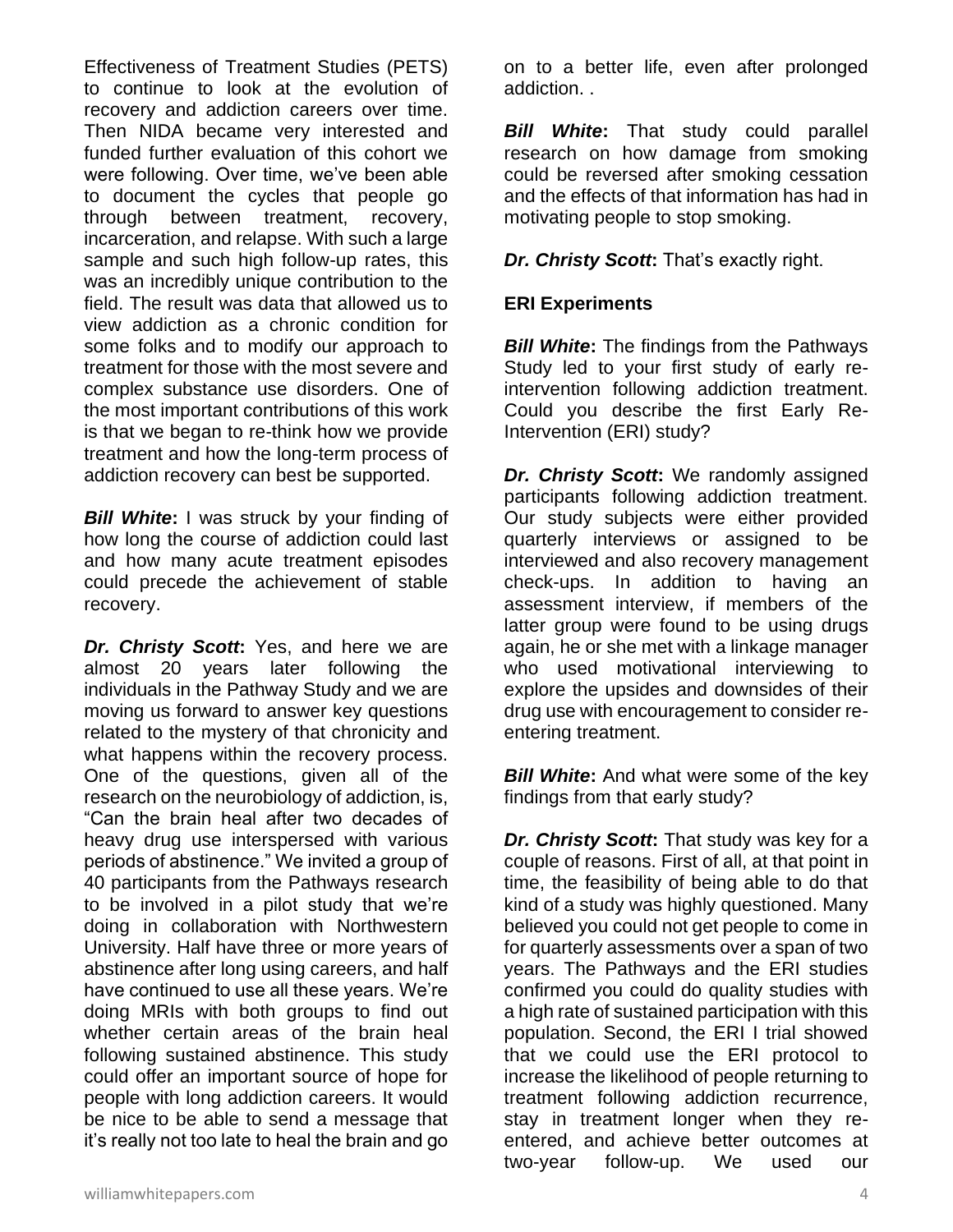Effectiveness of Treatment Studies (PETS) to continue to look at the evolution of recovery and addiction careers over time. Then NIDA became very interested and funded further evaluation of this cohort we were following. Over time, we've been able to document the cycles that people go through between treatment, recovery, incarceration, and relapse. With such a large sample and such high follow-up rates, this was an incredibly unique contribution to the field. The result was data that allowed us to view addiction as a chronic condition for some folks and to modify our approach to treatment for those with the most severe and complex substance use disorders. One of the most important contributions of this work is that we began to re-think how we provide treatment and how the long-term process of addiction recovery can best be supported.

***Bill White*:** I was struck by your finding of how long the course of addiction could last and how many acute treatment episodes could precede the achievement of stable recovery.

***Dr. Christy Scott*:** Yes, and here we are almost 20 years later following the individuals in the Pathway Study and we are moving us forward to answer key questions related to the mystery of that chronicity and what happens within the recovery process. One of the questions, given all of the research on the neurobiology of addiction, is, "Can the brain heal after two decades of heavy drug use interspersed with various periods of abstinence." We invited a group of 40 participants from the Pathways research to be involved in a pilot study that we're doing in collaboration with Northwestern University. Half have three or more years of abstinence after long using careers, and half have continued to use all these years. We're doing MRIs with both groups to find out whether certain areas of the brain heal following sustained abstinence. This study could offer an important source of hope for people with long addiction careers. It would be nice to be able to send a message that it's really not too late to heal the brain and go on to a better life, even after prolonged addiction. .

***Bill White*:** That study could parallel research on how damage from smoking could be reversed after smoking cessation and the effects of that information has had in motivating people to stop smoking.

***Dr. Christy Scott*:** That's exactly right.

**ERI Experiments**

***Bill White*:** The findings from the Pathways Study led to your first study of early re-intervention following addiction treatment. Could you describe the first Early Re-Intervention (ERI) study?

***Dr. Christy Scott*:** We randomly assigned participants following addiction treatment. Our study subjects were either provided quarterly interviews or assigned to be interviewed and also recovery management check-ups. In addition to having an assessment interview, if members of the latter group were found to be using drugs again, he or she met with a linkage manager who used motivational interviewing to explore the upsides and downsides of their drug use with encouragement to consider re-entering treatment.

***Bill White*:** And what were some of the key findings from that early study?

***Dr. Christy Scott*:** That study was key for a couple of reasons. First of all, at that point in time, the feasibility of being able to do that kind of a study was highly questioned. Many believed you could not get people to come in for quarterly assessments over a span of two years. The Pathways and the ERI studies confirmed you could do quality studies with a high rate of sustained participation with this population. Second, the ERI I trial showed that we could use the ERI protocol to increase the likelihood of people returning to treatment following addiction recurrence, stay in treatment longer when they re-entered, and achieve better outcomes at two-year follow-up. We used our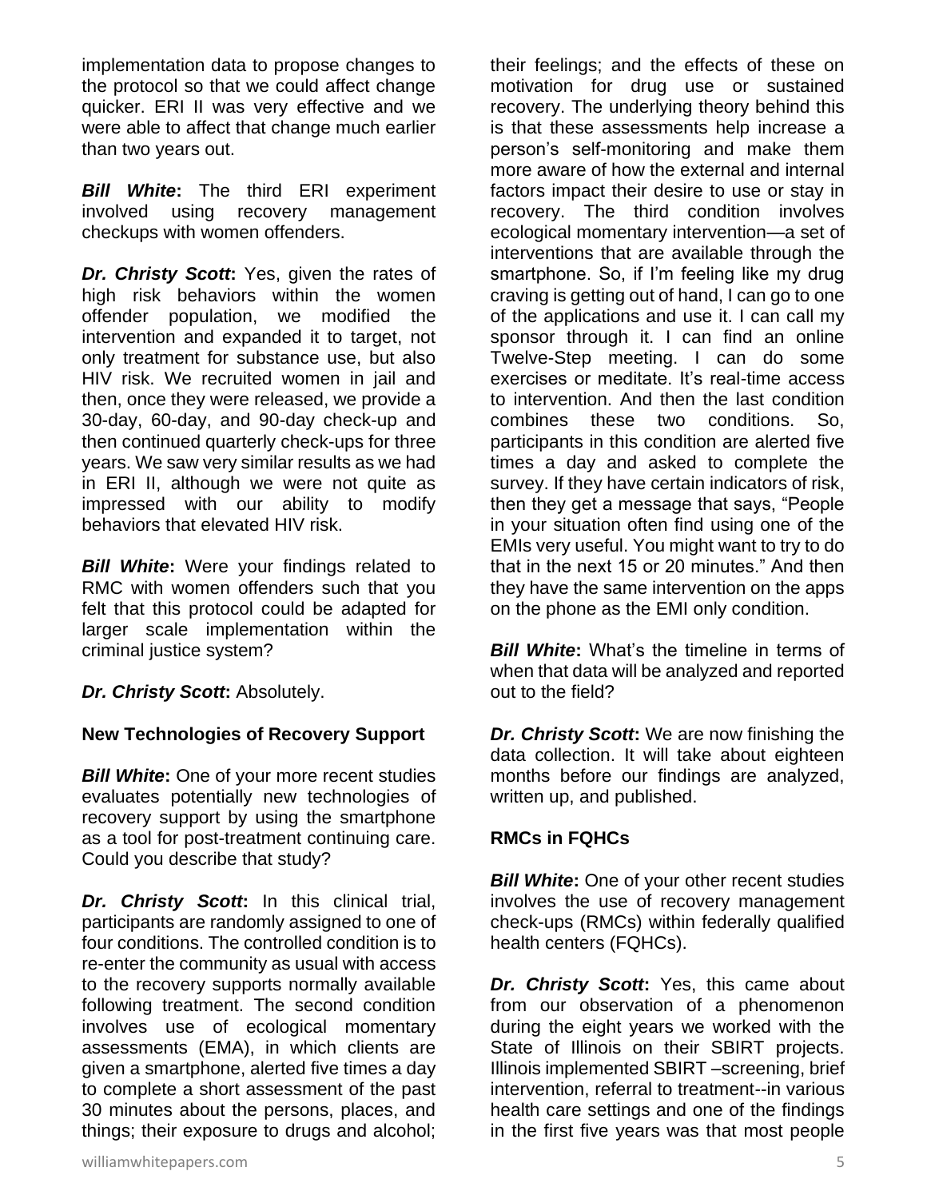implementation data to propose changes to the protocol so that we could affect change quicker. ERI II was very effective and we were able to affect that change much earlier than two years out.

***Bill White*:** The third ERI experiment involved using recovery management checkups with women offenders.

***Dr. Christy Scott*:** Yes, given the rates of high risk behaviors within the women offender population, we modified the intervention and expanded it to target, not only treatment for substance use, but also HIV risk. We recruited women in jail and then, once they were released, we provide a 30-day, 60-day, and 90-day check-up and then continued quarterly check-ups for three years. We saw very similar results as we had in ERI II, although we were not quite as impressed with our ability to modify behaviors that elevated HIV risk.

***Bill White*:** Were your findings related to RMC with women offenders such that you felt that this protocol could be adapted for larger scale implementation within the criminal justice system?

***Dr. Christy Scott*:** Absolutely.

**New Technologies of Recovery Support**

***Bill White*:** One of your more recent studies evaluates potentially new technologies of recovery support by using the smartphone as a tool for post-treatment continuing care. Could you describe that study?

***Dr. Christy Scott*:** In this clinical trial, participants are randomly assigned to one of four conditions. The controlled condition is to re-enter the community as usual with access to the recovery supports normally available following treatment. The second condition involves use of ecological momentary assessments (EMA), in which clients are given a smartphone, alerted five times a day to complete a short assessment of the past 30 minutes about the persons, places, and things; their exposure to drugs and alcohol; their feelings; and the effects of these on motivation for drug use or sustained recovery. The underlying theory behind this is that these assessments help increase a person's self-monitoring and make them more aware of how the external and internal factors impact their desire to use or stay in recovery. The third condition involves ecological momentary intervention—a set of interventions that are available through the smartphone. So, if I'm feeling like my drug craving is getting out of hand, I can go to one of the applications and use it. I can call my sponsor through it. I can find an online Twelve-Step meeting. I can do some exercises or meditate. It's real-time access to intervention. And then the last condition combines these two conditions. So, participants in this condition are alerted five times a day and asked to complete the survey. If they have certain indicators of risk, then they get a message that says, "People in your situation often find using one of the EMIs very useful. You might want to try to do that in the next 15 or 20 minutes." And then they have the same intervention on the apps on the phone as the EMI only condition.

***Bill White*:** What's the timeline in terms of when that data will be analyzed and reported out to the field?

***Dr. Christy Scott*:** We are now finishing the data collection. It will take about eighteen months before our findings are analyzed, written up, and published.

**RMCs in FQHCs**

***Bill White*:** One of your other recent studies involves the use of recovery management check-ups (RMCs) within federally qualified health centers (FQHCs).

***Dr. Christy Scott*:** Yes, this came about from our observation of a phenomenon during the eight years we worked with the State of Illinois on their SBIRT projects. Illinois implemented SBIRT –screening, brief intervention, referral to treatment--in various health care settings and one of the findings in the first five years was that most people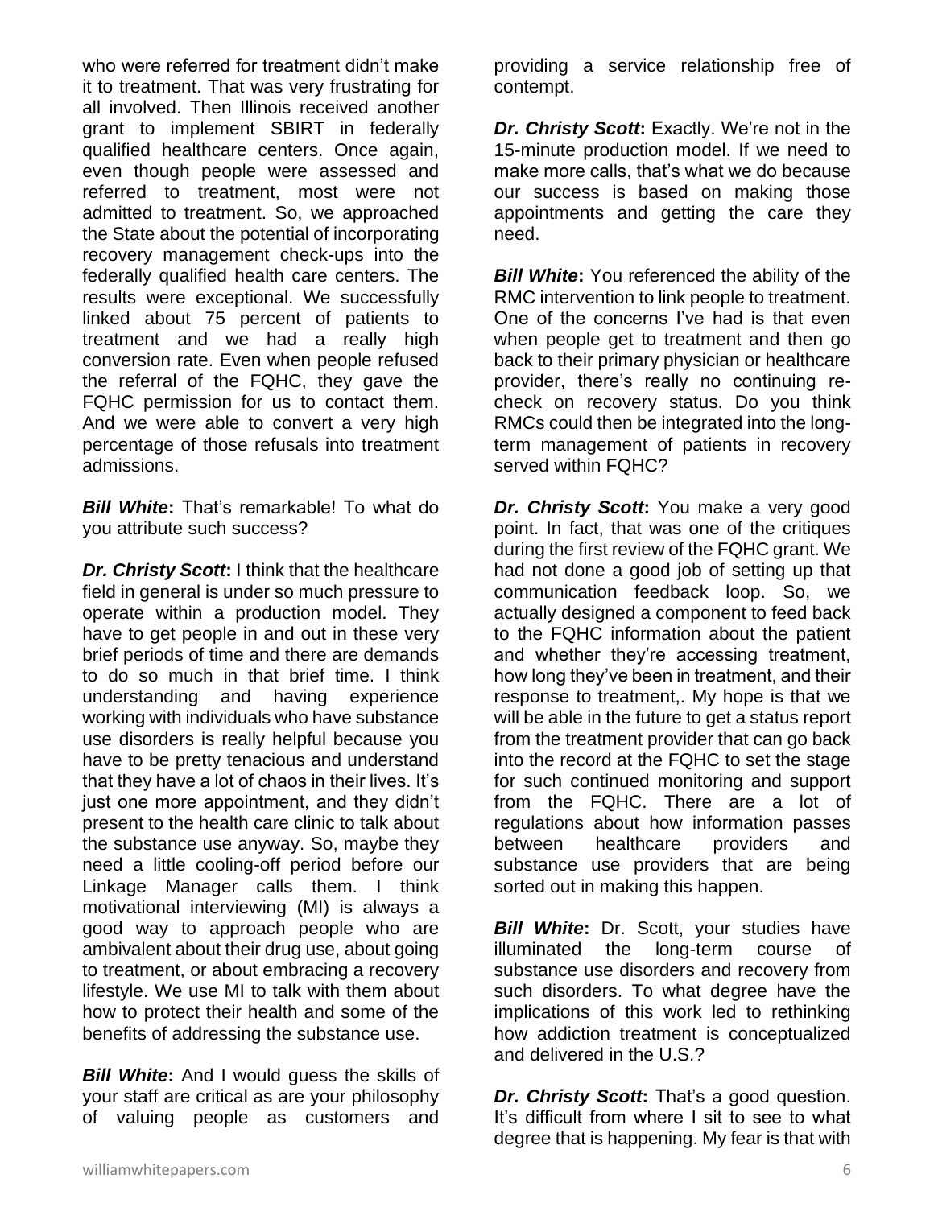who were referred for treatment didn't make it to treatment. That was very frustrating for all involved. Then Illinois received another grant to implement SBIRT in federally qualified healthcare centers. Once again, even though people were assessed and referred to treatment, most were not admitted to treatment. So, we approached the State about the potential of incorporating recovery management check-ups into the federally qualified health care centers. The results were exceptional. We successfully linked about 75 percent of patients to treatment and we had a really high conversion rate. Even when people refused the referral of the FQHC, they gave the FQHC permission for us to contact them. And we were able to convert a very high percentage of those refusals into treatment admissions.

***Bill White*:** That's remarkable! To what do you attribute such success?

***Dr. Christy Scott*:** I think that the healthcare field in general is under so much pressure to operate within a production model. They have to get people in and out in these very brief periods of time and there are demands to do so much in that brief time. I think understanding and having experience working with individuals who have substance use disorders is really helpful because you have to be pretty tenacious and understand that they have a lot of chaos in their lives. It's just one more appointment, and they didn't present to the health care clinic to talk about the substance use anyway. So, maybe they need a little cooling-off period before our Linkage Manager calls them. I think motivational interviewing (MI) is always a good way to approach people who are ambivalent about their drug use, about going to treatment, or about embracing a recovery lifestyle. We use MI to talk with them about how to protect their health and some of the benefits of addressing the substance use.

***Bill White*:** And I would guess the skills of your staff are critical as are your philosophy of valuing people as customers and providing a service relationship free of contempt.

***Dr. Christy Scott*:** Exactly. We're not in the 15-minute production model. If we need to make more calls, that's what we do because our success is based on making those appointments and getting the care they need.

***Bill White*:** You referenced the ability of the RMC intervention to link people to treatment. One of the concerns I've had is that even when people get to treatment and then go back to their primary physician or healthcare provider, there's really no continuing re-check on recovery status. Do you think RMCs could then be integrated into the long-term management of patients in recovery served within FQHC?

***Dr. Christy Scott*:** You make a very good point. In fact, that was one of the critiques during the first review of the FQHC grant. We had not done a good job of setting up that communication feedback loop. So, we actually designed a component to feed back to the FQHC information about the patient and whether they're accessing treatment, how long they've been in treatment, and their response to treatment,. My hope is that we will be able in the future to get a status report from the treatment provider that can go back into the record at the FQHC to set the stage for such continued monitoring and support from the FQHC. There are a lot of regulations about how information passes between healthcare providers and substance use providers that are being sorted out in making this happen.

***Bill White*:** Dr. Scott, your studies have illuminated the long-term course of substance use disorders and recovery from such disorders. To what degree have the implications of this work led to rethinking how addiction treatment is conceptualized and delivered in the U.S.?

***Dr. Christy Scott*:** That's a good question. It's difficult from where I sit to see to what degree that is happening. My fear is that with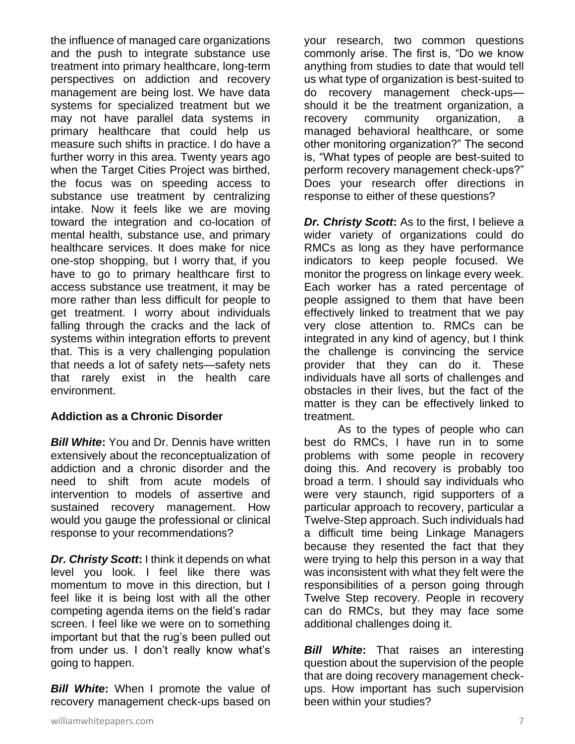the influence of managed care organizations and the push to integrate substance use treatment into primary healthcare, long-term perspectives on addiction and recovery management are being lost. We have data systems for specialized treatment but we may not have parallel data systems in primary healthcare that could help us measure such shifts in practice. I do have a further worry in this area. Twenty years ago when the Target Cities Project was birthed, the focus was on speeding access to substance use treatment by centralizing intake. Now it feels like we are moving toward the integration and co-location of mental health, substance use, and primary healthcare services. It does make for nice one-stop shopping, but I worry that, if you have to go to primary healthcare first to access substance use treatment, it may be more rather than less difficult for people to get treatment. I worry about individuals falling through the cracks and the lack of systems within integration efforts to prevent that. This is a very challenging population that needs a lot of safety nets—safety nets that rarely exist in the health care environment.

**Addiction as a Chronic Disorder**

***Bill White*****:** You and Dr. Dennis have written extensively about the reconceptualization of addiction and a chronic disorder and the need to shift from acute models of intervention to models of assertive and sustained recovery management. How would you gauge the professional or clinical response to your recommendations?

***Dr. Christy Scott*****:** I think it depends on what level you look. I feel like there was momentum to move in this direction, but I feel like it is being lost with all the other competing agenda items on the field's radar screen. I feel like we were on to something important but that the rug's been pulled out from under us. I don't really know what's going to happen.

***Bill White*****:** When I promote the value of recovery management check-ups based on your research, two common questions commonly arise. The first is, "Do we know anything from studies to date that would tell us what type of organization is best-suited to do recovery management check-ups—should it be the treatment organization, a recovery community organization, a managed behavioral healthcare, or some other monitoring organization?" The second is, "What types of people are best-suited to perform recovery management check-ups?" Does your research offer directions in response to either of these questions?

***Dr. Christy Scott*****:** As to the first, I believe a wider variety of organizations could do RMCs as long as they have performance indicators to keep people focused. We monitor the progress on linkage every week. Each worker has a rated percentage of people assigned to them that have been effectively linked to treatment that we pay very close attention to. RMCs can be integrated in any kind of agency, but I think the challenge is convincing the service provider that they can do it. These individuals have all sorts of challenges and obstacles in their lives, but the fact of the matter is they can be effectively linked to treatment.

As to the types of people who can best do RMCs, I have run in to some problems with some people in recovery doing this. And recovery is probably too broad a term. I should say individuals who were very staunch, rigid supporters of a particular approach to recovery, particular a Twelve-Step approach. Such individuals had a difficult time being Linkage Managers because they resented the fact that they were trying to help this person in a way that was inconsistent with what they felt were the responsibilities of a person going through Twelve Step recovery. People in recovery can do RMCs, but they may face some additional challenges doing it.

***Bill White*****:** That raises an interesting question about the supervision of the people that are doing recovery management check-ups. How important has such supervision been within your studies?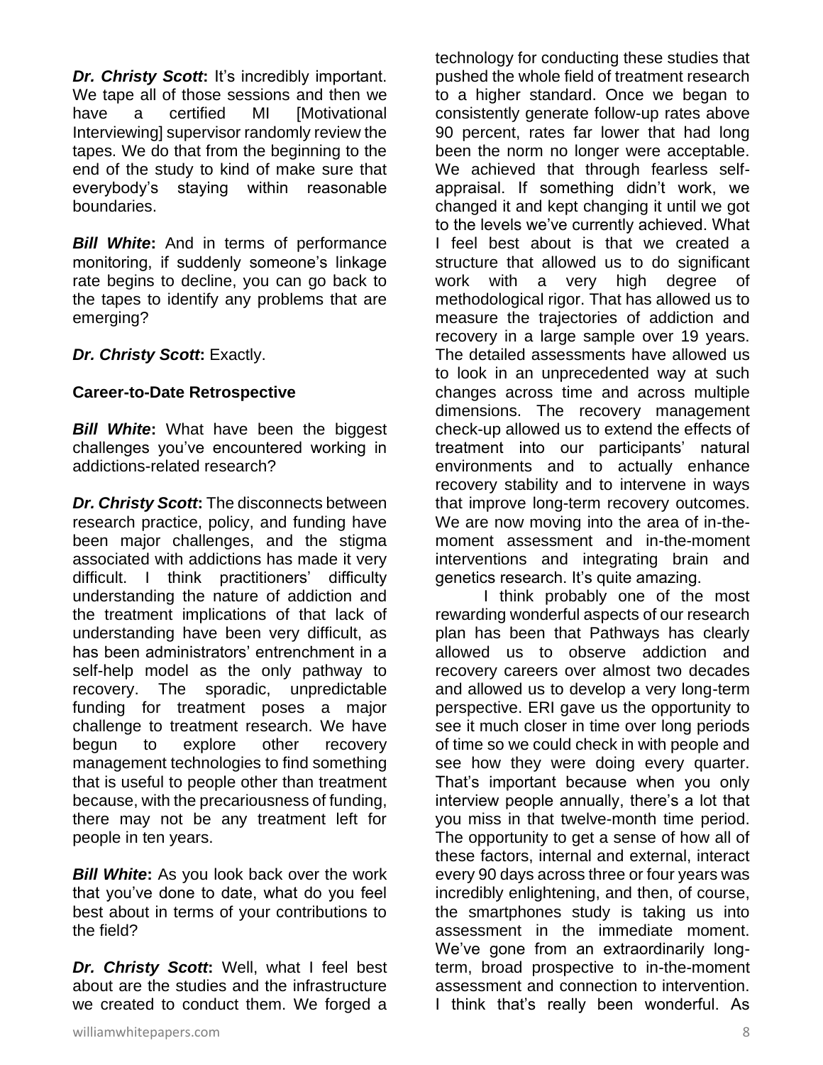***Dr. Christy Scott*:** It's incredibly important. We tape all of those sessions and then we have a certified MI [Motivational Interviewing] supervisor randomly review the tapes. We do that from the beginning to the end of the study to kind of make sure that everybody's staying within reasonable boundaries.

***Bill White*:** And in terms of performance monitoring, if suddenly someone's linkage rate begins to decline, you can go back to the tapes to identify any problems that are emerging?

***Dr. Christy Scott*:** Exactly.

**Career-to-Date Retrospective**

***Bill White*:** What have been the biggest challenges you've encountered working in addictions-related research?

***Dr. Christy Scott*:** The disconnects between research practice, policy, and funding have been major challenges, and the stigma associated with addictions has made it very difficult. I think practitioners' difficulty understanding the nature of addiction and the treatment implications of that lack of understanding have been very difficult, as has been administrators' entrenchment in a self-help model as the only pathway to recovery. The sporadic, unpredictable funding for treatment poses a major challenge to treatment research. We have begun to explore other recovery management technologies to find something that is useful to people other than treatment because, with the precariousness of funding, there may not be any treatment left for people in ten years.

***Bill White*:** As you look back over the work that you've done to date, what do you feel best about in terms of your contributions to the field?

***Dr. Christy Scott*:** Well, what I feel best about are the studies and the infrastructure we created to conduct them. We forged a technology for conducting these studies that pushed the whole field of treatment research to a higher standard. Once we began to consistently generate follow-up rates above 90 percent, rates far lower that had long been the norm no longer were acceptable. We achieved that through fearless self-appraisal. If something didn't work, we changed it and kept changing it until we got to the levels we've currently achieved. What I feel best about is that we created a structure that allowed us to do significant work with a very high degree of methodological rigor. That has allowed us to measure the trajectories of addiction and recovery in a large sample over 19 years. The detailed assessments have allowed us to look in an unprecedented way at such changes across time and across multiple dimensions. The recovery management check-up allowed us to extend the effects of treatment into our participants' natural environments and to actually enhance recovery stability and to intervene in ways that improve long-term recovery outcomes. We are now moving into the area of in-the-moment assessment and in-the-moment interventions and integrating brain and genetics research. It's quite amazing.

I think probably one of the most rewarding wonderful aspects of our research plan has been that Pathways has clearly allowed us to observe addiction and recovery careers over almost two decades and allowed us to develop a very long-term perspective. ERI gave us the opportunity to see it much closer in time over long periods of time so we could check in with people and see how they were doing every quarter. That's important because when you only interview people annually, there's a lot that you miss in that twelve-month time period. The opportunity to get a sense of how all of these factors, internal and external, interact every 90 days across three or four years was incredibly enlightening, and then, of course, the smartphones study is taking us into assessment in the immediate moment. We've gone from an extraordinarily long-term, broad prospective to in-the-moment assessment and connection to intervention. I think that's really been wonderful. As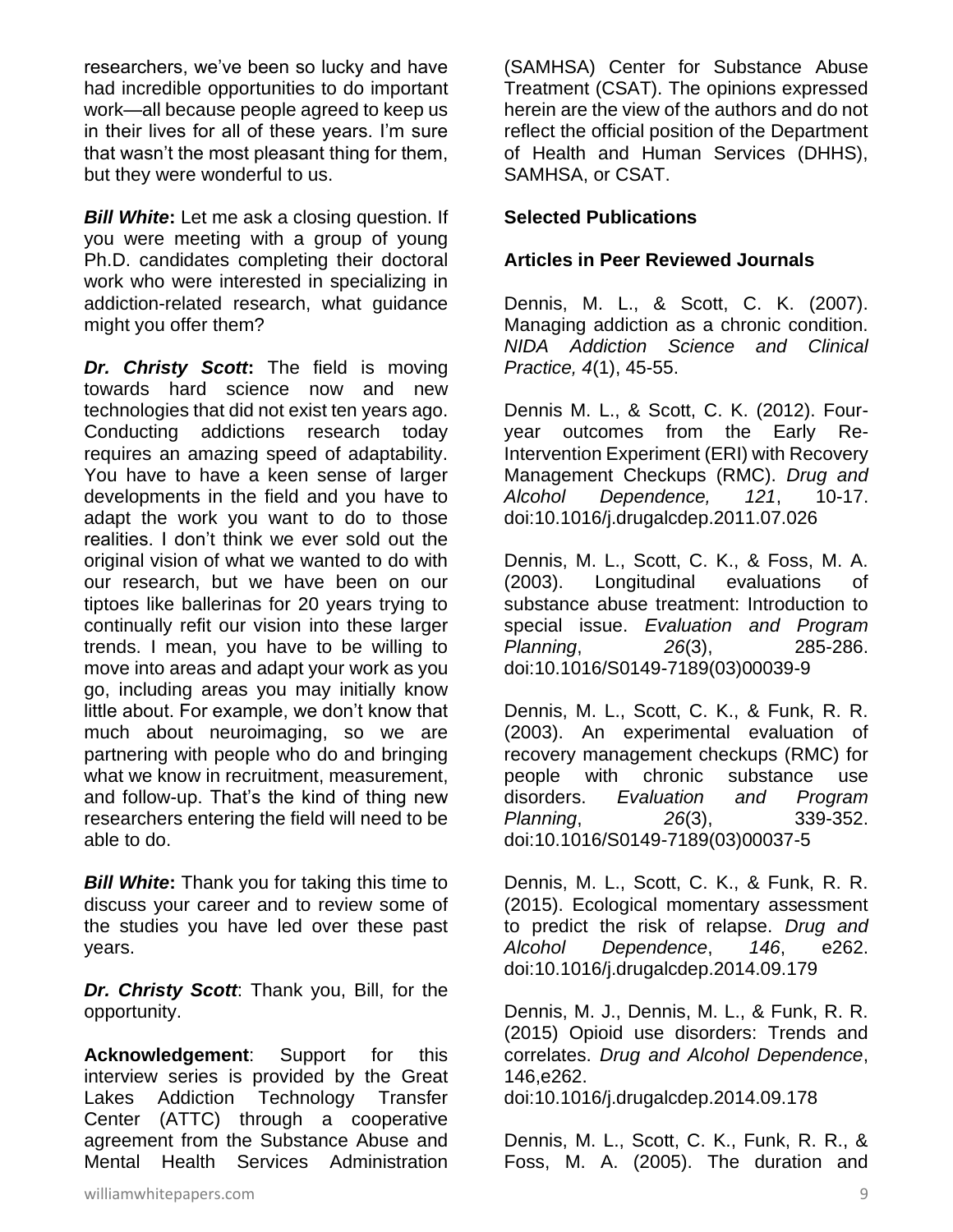researchers, we've been so lucky and have had incredible opportunities to do important work—all because people agreed to keep us in their lives for all of these years. I'm sure that wasn't the most pleasant thing for them, but they were wonderful to us.

***Bill White*:** Let me ask a closing question. If you were meeting with a group of young Ph.D. candidates completing their doctoral work who were interested in specializing in addiction-related research, what guidance might you offer them?

***Dr. Christy Scott*:** The field is moving towards hard science now and new technologies that did not exist ten years ago. Conducting addictions research today requires an amazing speed of adaptability. You have to have a keen sense of larger developments in the field and you have to adapt the work you want to do to those realities. I don't think we ever sold out the original vision of what we wanted to do with our research, but we have been on our tiptoes like ballerinas for 20 years trying to continually refit our vision into these larger trends. I mean, you have to be willing to move into areas and adapt your work as you go, including areas you may initially know little about. For example, we don't know that much about neuroimaging, so we are partnering with people who do and bringing what we know in recruitment, measurement, and follow-up. That's the kind of thing new researchers entering the field will need to be able to do.

***Bill White*:** Thank you for taking this time to discuss your career and to review some of the studies you have led over these past years.

***Dr. Christy Scott***: Thank you, Bill, for the opportunity.

**Acknowledgement**: Support for this interview series is provided by the Great Lakes Addiction Technology Transfer Center (ATTC) through a cooperative agreement from the Substance Abuse and Mental Health Services Administration (SAMHSA) Center for Substance Abuse Treatment (CSAT). The opinions expressed herein are the view of the authors and do not reflect the official position of the Department of Health and Human Services (DHHS), SAMHSA, or CSAT.

**Selected Publications**

**Articles in Peer Reviewed Journals**

Dennis, M. L., & Scott, C. K. (2007). Managing addiction as a chronic condition. *NIDA Addiction Science and Clinical Practice, 4*(1), 45-55.

Dennis M. L., & Scott, C. K. (2012). Four-year outcomes from the Early Re-Intervention Experiment (ERI) with Recovery Management Checkups (RMC). *Drug and Alcohol Dependence, 121*, 10-17. doi:10.1016/j.drugalcdep.2011.07.026

Dennis, M. L., Scott, C. K., & Foss, M. A. (2003). Longitudinal evaluations of substance abuse treatment: Introduction to special issue. *Evaluation and Program Planning*, *26*(3), 285-286. doi:10.1016/S0149-7189(03)00039-9

Dennis, M. L., Scott, C. K., & Funk, R. R. (2003). An experimental evaluation of recovery management checkups (RMC) for people with chronic substance use disorders. *Evaluation and Program Planning*, *26*(3), 339-352. doi:10.1016/S0149-7189(03)00037-5

Dennis, M. L., Scott, C. K., & Funk, R. R. (2015). Ecological momentary assessment to predict the risk of relapse. *Drug and Alcohol Dependence*, *146*, e262. doi:10.1016/j.drugalcdep.2014.09.179

Dennis, M. J., Dennis, M. L., & Funk, R. R. (2015) Opioid use disorders: Trends and correlates. *Drug and Alcohol Dependence*, 146,e262. doi:10.1016/j.drugalcdep.2014.09.178

Dennis, M. L., Scott, C. K., Funk, R. R., & Foss, M. A. (2005). The duration and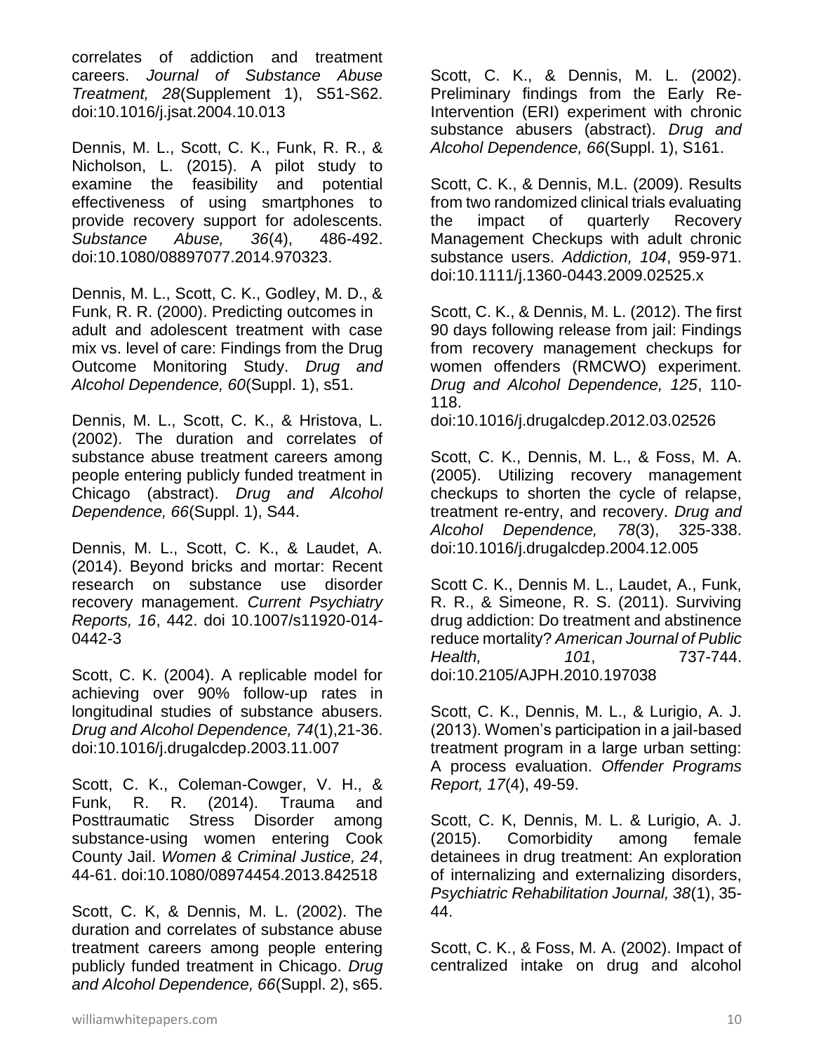correlates of addiction and treatment careers. *Journal of Substance Abuse Treatment, 28*(Supplement 1), S51-S62. doi:10.1016/j.jsat.2004.10.013

Dennis, M. L., Scott, C. K., Funk, R. R., & Nicholson, L. (2015). A pilot study to examine the feasibility and potential effectiveness of using smartphones to provide recovery support for adolescents. *Substance Abuse, 36*(4), 486-492. doi:10.1080/08897077.2014.970323.

Dennis, M. L., Scott, C. K., Godley, M. D., & Funk, R. R. (2000). Predicting outcomes in adult and adolescent treatment with case mix vs. level of care: Findings from the Drug Outcome Monitoring Study. *Drug and Alcohol Dependence, 60*(Suppl. 1), s51.

Dennis, M. L., Scott, C. K., & Hristova, L. (2002). The duration and correlates of substance abuse treatment careers among people entering publicly funded treatment in Chicago (abstract). *Drug and Alcohol Dependence, 66*(Suppl. 1), S44.

Dennis, M. L., Scott, C. K., & Laudet, A. (2014). Beyond bricks and mortar: Recent research on substance use disorder recovery management. *Current Psychiatry Reports, 16*, 442. doi 10.1007/s11920-014-0442-3

Scott, C. K. (2004). A replicable model for achieving over 90% follow-up rates in longitudinal studies of substance abusers. *Drug and Alcohol Dependence, 74*(1),21-36. doi:10.1016/j.drugalcdep.2003.11.007

Scott, C. K., Coleman-Cowger, V. H., & Funk, R. R. (2014). Trauma and Posttraumatic Stress Disorder among substance-using women entering Cook County Jail. *Women & Criminal Justice, 24*, 44-61. doi:10.1080/08974454.2013.842518

Scott, C. K, & Dennis, M. L. (2002). The duration and correlates of substance abuse treatment careers among people entering publicly funded treatment in Chicago. *Drug and Alcohol Dependence, 66*(Suppl. 2), s65.

Scott, C. K., & Dennis, M. L. (2002). Preliminary findings from the Early Re-Intervention (ERI) experiment with chronic substance abusers (abstract). *Drug and Alcohol Dependence, 66*(Suppl. 1), S161.

Scott, C. K., & Dennis, M.L. (2009). Results from two randomized clinical trials evaluating the impact of quarterly Recovery Management Checkups with adult chronic substance users. *Addiction, 104*, 959-971. doi:10.1111/j.1360-0443.2009.02525.x

Scott, C. K., & Dennis, M. L. (2012). The first 90 days following release from jail: Findings from recovery management checkups for women offenders (RMCWO) experiment. *Drug and Alcohol Dependence, 125*, 110-118.
doi:10.1016/j.drugalcdep.2012.03.02526

Scott, C. K., Dennis, M. L., & Foss, M. A. (2005). Utilizing recovery management checkups to shorten the cycle of relapse, treatment re-entry, and recovery. *Drug and Alcohol Dependence, 78*(3), 325-338. doi:10.1016/j.drugalcdep.2004.12.005

Scott C. K., Dennis M. L., Laudet, A., Funk, R. R., & Simeone, R. S. (2011). Surviving drug addiction: Do treatment and abstinence reduce mortality? *American Journal of Public Health, 101*, 737-744. doi:10.2105/AJPH.2010.197038

Scott, C. K., Dennis, M. L., & Lurigio, A. J. (2013). Women's participation in a jail-based treatment program in a large urban setting: A process evaluation. *Offender Programs Report, 17*(4), 49-59.

Scott, C. K, Dennis, M. L. & Lurigio, A. J. (2015). Comorbidity among female detainees in drug treatment: An exploration of internalizing and externalizing disorders, *Psychiatric Rehabilitation Journal, 38*(1), 35-44.

Scott, C. K., & Foss, M. A. (2002). Impact of centralized intake on drug and alcohol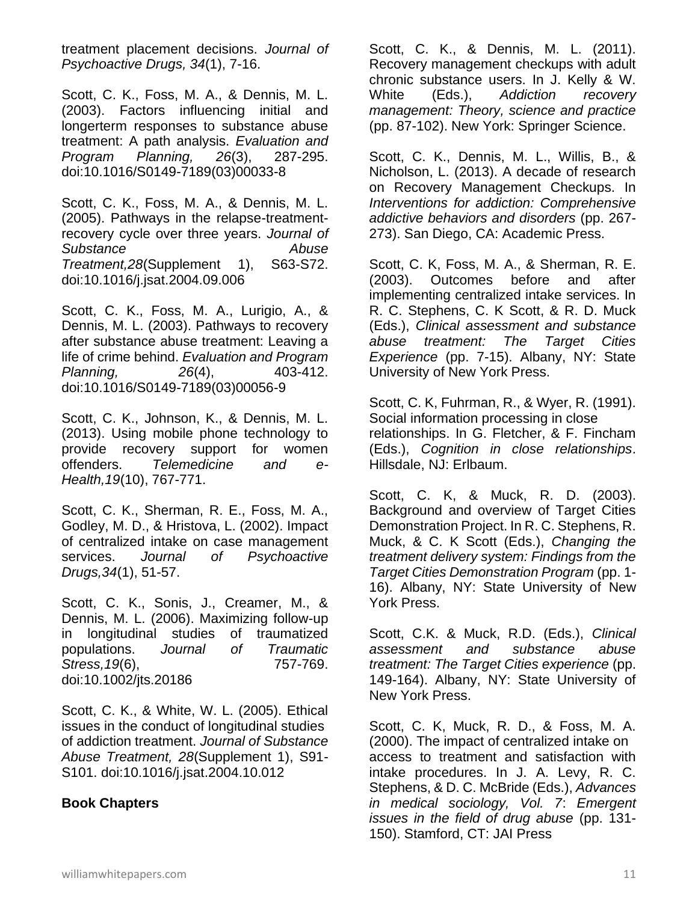treatment placement decisions. *Journal of Psychoactive Drugs, 34*(1), 7-16.

Scott, C. K., Foss, M. A., & Dennis, M. L. (2003). Factors influencing initial and longerterm responses to substance abuse treatment: A path analysis. *Evaluation and Program Planning, 26*(3), 287-295. doi:10.1016/S0149-7189(03)00033-8

Scott, C. K., Foss, M. A., & Dennis, M. L. (2005). Pathways in the relapse-treatment-recovery cycle over three years. *Journal of Substance Abuse Treatment,28*(Supplement 1), S63-S72. doi:10.1016/j.jsat.2004.09.006

Scott, C. K., Foss, M. A., Lurigio, A., & Dennis, M. L. (2003). Pathways to recovery after substance abuse treatment: Leaving a life of crime behind. *Evaluation and Program Planning, 26*(4), 403-412. doi:10.1016/S0149-7189(03)00056-9

Scott, C. K., Johnson, K., & Dennis, M. L. (2013). Using mobile phone technology to provide recovery support for women offenders. *Telemedicine and e-Health,19*(10), 767-771.

Scott, C. K., Sherman, R. E., Foss, M. A., Godley, M. D., & Hristova, L. (2002). Impact of centralized intake on case management services. *Journal of Psychoactive Drugs,34*(1), 51-57.

Scott, C. K., Sonis, J., Creamer, M., & Dennis, M. L. (2006). Maximizing follow-up in longitudinal studies of traumatized populations. *Journal of Traumatic Stress,19*(6), 757-769. doi:10.1002/jts.20186

Scott, C. K., & White, W. L. (2005). Ethical issues in the conduct of longitudinal studies of addiction treatment. *Journal of Substance Abuse Treatment, 28*(Supplement 1), S91-S101. doi:10.1016/j.jsat.2004.10.012

**Book Chapters**

Scott, C. K., & Dennis, M. L. (2011). Recovery management checkups with adult chronic substance users. In J. Kelly & W. White (Eds.), *Addiction recovery management: Theory, science and practice* (pp. 87-102). New York: Springer Science.

Scott, C. K., Dennis, M. L., Willis, B., & Nicholson, L. (2013). A decade of research on Recovery Management Checkups. In *Interventions for addiction: Comprehensive addictive behaviors and disorders* (pp. 267-273). San Diego, CA: Academic Press.

Scott, C. K, Foss, M. A., & Sherman, R. E. (2003). Outcomes before and after implementing centralized intake services. In R. C. Stephens, C. K Scott, & R. D. Muck (Eds.), *Clinical assessment and substance abuse treatment: The Target Cities Experience* (pp. 7-15). Albany, NY: State University of New York Press.

Scott, C. K, Fuhrman, R., & Wyer, R. (1991). Social information processing in close relationships. In G. Fletcher, & F. Fincham (Eds.), *Cognition in close relationships*. Hillsdale, NJ: Erlbaum.

Scott, C. K, & Muck, R. D. (2003). Background and overview of Target Cities Demonstration Project. In R. C. Stephens, R. Muck, & C. K Scott (Eds.), *Changing the treatment delivery system: Findings from the Target Cities Demonstration Program* (pp. 1-16). Albany, NY: State University of New York Press.

Scott, C.K. & Muck, R.D. (Eds.), *Clinical assessment and substance abuse treatment: The Target Cities experience* (pp. 149-164). Albany, NY: State University of New York Press.

Scott, C. K, Muck, R. D., & Foss, M. A. (2000). The impact of centralized intake on access to treatment and satisfaction with intake procedures. In J. A. Levy, R. C. Stephens, & D. C. McBride (Eds.), *Advances in medical sociology, Vol. 7*: *Emergent issues in the field of drug abuse* (pp. 131-150). Stamford, CT: JAI Press